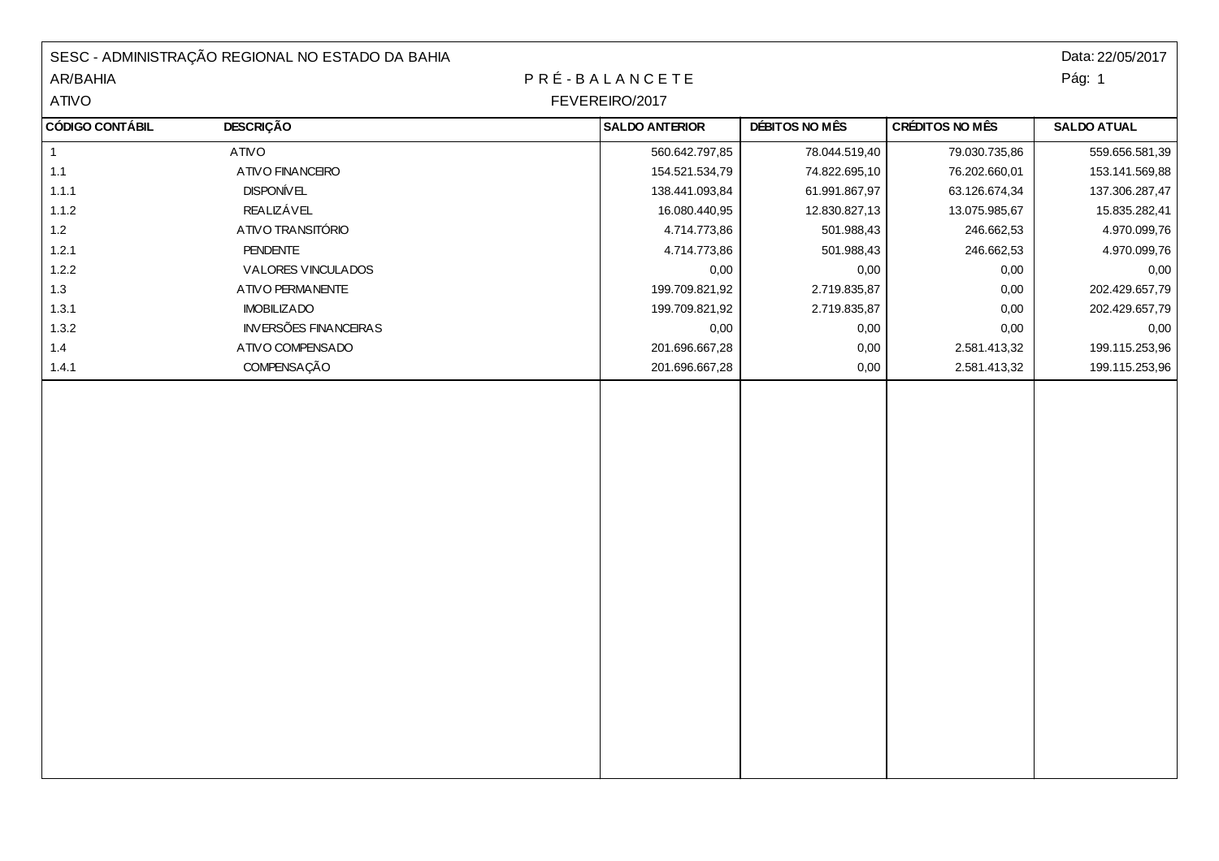SESC - ADMINISTRAÇÃO REGIONAL NO ESTADO DA BAHIA

Data: 22/05/2017

AR/BAHIA

# P R É - B A L A N C E T E

ATIVO

FEVEREIRO/2017

| CÓDIGO CONTÁBIL | DESCRIÇÃO | SALDO ANTERIOR | DÉBITOS NO MÊS | CRÉDITOS NO MÊS | SALDO ATUAL |
|---|---|---|---|---|---|
| 1 | ATIVO | 560.642.797,85 | 78.044.519,40 | 79.030.735,86 | 559.656.581,39 |
| 1.1 | ATIVO FINANCEIRO | 154.521.534,79 | 74.822.695,10 | 76.202.660,01 | 153.141.569,88 |
| 1.1.1 | DISPONÍVEL | 138.441.093,84 | 61.991.867,97 | 63.126.674,34 | 137.306.287,47 |
| 1.1.2 | REALIZÁVEL | 16.080.440,95 | 12.830.827,13 | 13.075.985,67 | 15.835.282,41 |
| 1.2 | ATIVO TRANSITÓRIO | 4.714.773,86 | 501.988,43 | 246.662,53 | 4.970.099,76 |
| 1.2.1 | PENDENTE | 4.714.773,86 | 501.988,43 | 246.662,53 | 4.970.099,76 |
| 1.2.2 | VALORES VINCULADOS | 0,00 | 0,00 | 0,00 | 0,00 |
| 1.3 | ATIVO PERMANENTE | 199.709.821,92 | 2.719.835,87 | 0,00 | 202.429.657,79 |
| 1.3.1 | IMOBILIZADO | 199.709.821,92 | 2.719.835,87 | 0,00 | 202.429.657,79 |
| 1.3.2 | INVERSÕES FINANCEIRAS | 0,00 | 0,00 | 0,00 | 0,00 |
| 1.4 | ATIVO COMPENSADO | 201.696.667,28 | 0,00 | 2.581.413,32 | 199.115.253,96 |
| 1.4.1 | COMPENSAÇÃO | 201.696.667,28 | 0,00 | 2.581.413,32 | 199.115.253,96 |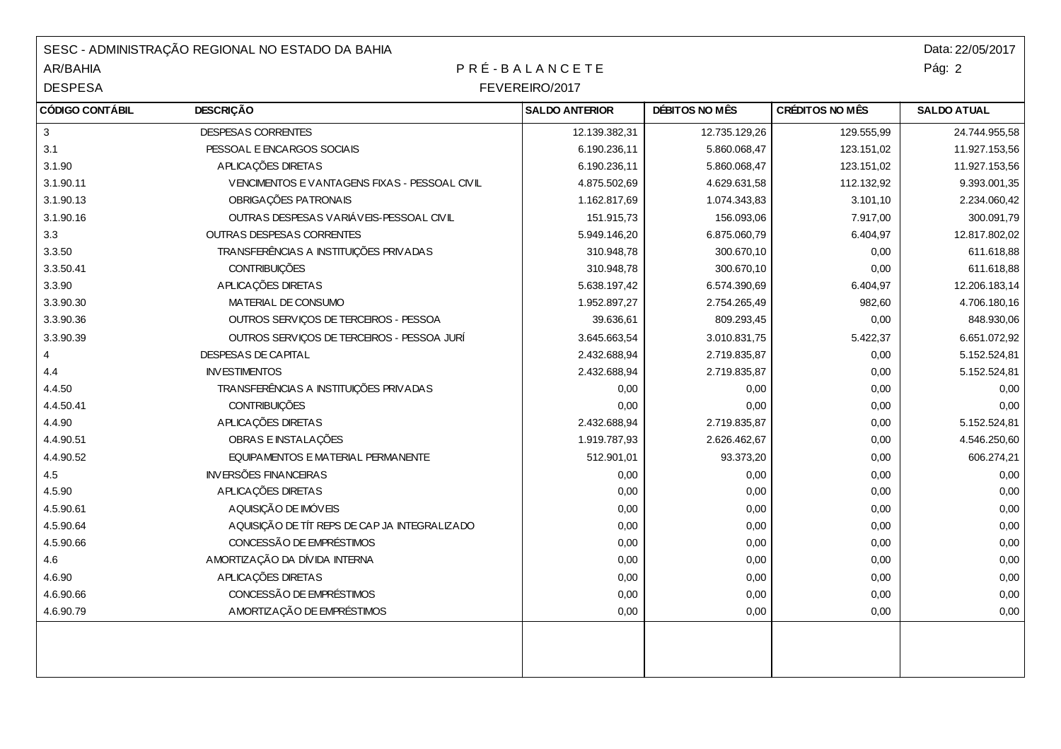SESC - ADMINISTRAÇÃO REGIONAL NO ESTADO DA BAHIA

AR/BAHIA

DESPESA

# P R É - B A L A N C E T E

FEVEREIRO/2017

Data: 22/05/2017

Pág: 2

| CÓDIGO CONTÁBIL | DESCRIÇÃO | SALDO ANTERIOR | DÉBITOS NO MÊS | CRÉDITOS NO MÊS | SALDO ATUAL |
|---|---|---|---|---|---|
| 3 | DESPESAS CORRENTES | 12.139.382,31 | 12.735.129,26 | 129.555,99 | 24.744.955,58 |
| 3.1 | PESSOAL E ENCARGOS SOCIAIS | 6.190.236,11 | 5.860.068,47 | 123.151,02 | 11.927.153,56 |
| 3.1.90 | APLICAÇÕES DIRETAS | 6.190.236,11 | 5.860.068,47 | 123.151,02 | 11.927.153,56 |
| 3.1.90.11 | VENCIMENTOS E VANTAGENS FIXAS - PESSOAL CIVIL | 4.875.502,69 | 4.629.631,58 | 112.132,92 | 9.393.001,35 |
| 3.1.90.13 | OBRIGAÇÕES PATRONAIS | 1.162.817,69 | 1.074.343,83 | 3.101,10 | 2.234.060,42 |
| 3.1.90.16 | OUTRAS DESPESAS VARIÁVEIS-PESSOAL CIVIL | 151.915,73 | 156.093,06 | 7.917,00 | 300.091,79 |
| 3.3 | OUTRAS DESPESAS CORRENTES | 5.949.146,20 | 6.875.060,79 | 6.404,97 | 12.817.802,02 |
| 3.3.50 | TRANSFERÊNCIAS A INSTITUIÇÕES PRIVADAS | 310.948,78 | 300.670,10 | 0,00 | 611.618,88 |
| 3.3.50.41 | CONTRIBUIÇÕES | 310.948,78 | 300.670,10 | 0,00 | 611.618,88 |
| 3.3.90 | APLICAÇÕES DIRETAS | 5.638.197,42 | 6.574.390,69 | 6.404,97 | 12.206.183,14 |
| 3.3.90.30 | MATERIAL DE CONSUMO | 1.952.897,27 | 2.754.265,49 | 982,60 | 4.706.180,16 |
| 3.3.90.36 | OUTROS SERVIÇOS DE TERCEIROS - PESSOA | 39.636,61 | 809.293,45 | 0,00 | 848.930,06 |
| 3.3.90.39 | OUTROS SERVIÇOS DE TERCEIROS - PESSOA JURÍ | 3.645.663,54 | 3.010.831,75 | 5.422,37 | 6.651.072,92 |
| 4 | DESPESAS DE CAPITAL | 2.432.688,94 | 2.719.835,87 | 0,00 | 5.152.524,81 |
| 4.4 | INVESTIMENTOS | 2.432.688,94 | 2.719.835,87 | 0,00 | 5.152.524,81 |
| 4.4.50 | TRANSFERÊNCIAS A INSTITUIÇÕES PRIVADAS | 0,00 | 0,00 | 0,00 | 0,00 |
| 4.4.50.41 | CONTRIBUIÇÕES | 0,00 | 0,00 | 0,00 | 0,00 |
| 4.4.90 | APLICAÇÕES DIRETAS | 2.432.688,94 | 2.719.835,87 | 0,00 | 5.152.524,81 |
| 4.4.90.51 | OBRAS E INSTALAÇÕES | 1.919.787,93 | 2.626.462,67 | 0,00 | 4.546.250,60 |
| 4.4.90.52 | EQUIPAMENTOS E MATERIAL PERMANENTE | 512.901,01 | 93.373,20 | 0,00 | 606.274,21 |
| 4.5 | INVERSÕES FINANCEIRAS | 0,00 | 0,00 | 0,00 | 0,00 |
| 4.5.90 | APLICAÇÕES DIRETAS | 0,00 | 0,00 | 0,00 | 0,00 |
| 4.5.90.61 | AQUISIÇÃO DE IMÓVEIS | 0,00 | 0,00 | 0,00 | 0,00 |
| 4.5.90.64 | AQUISIÇÃO DE TÍT REPS DE CAP JA INTEGRALIZADO | 0,00 | 0,00 | 0,00 | 0,00 |
| 4.5.90.66 | CONCESSÃO DE EMPRÉSTIMOS | 0,00 | 0,00 | 0,00 | 0,00 |
| 4.6 | AMORTIZAÇÃO DA DÍVIDA INTERNA | 0,00 | 0,00 | 0,00 | 0,00 |
| 4.6.90 | APLICAÇÕES DIRETAS | 0,00 | 0,00 | 0,00 | 0,00 |
| 4.6.90.66 | CONCESSÃO DE EMPRÉSTIMOS | 0,00 | 0,00 | 0,00 | 0,00 |
| 4.6.90.79 | AMORTIZAÇÃO DE EMPRÉSTIMOS | 0,00 | 0,00 | 0,00 | 0,00 |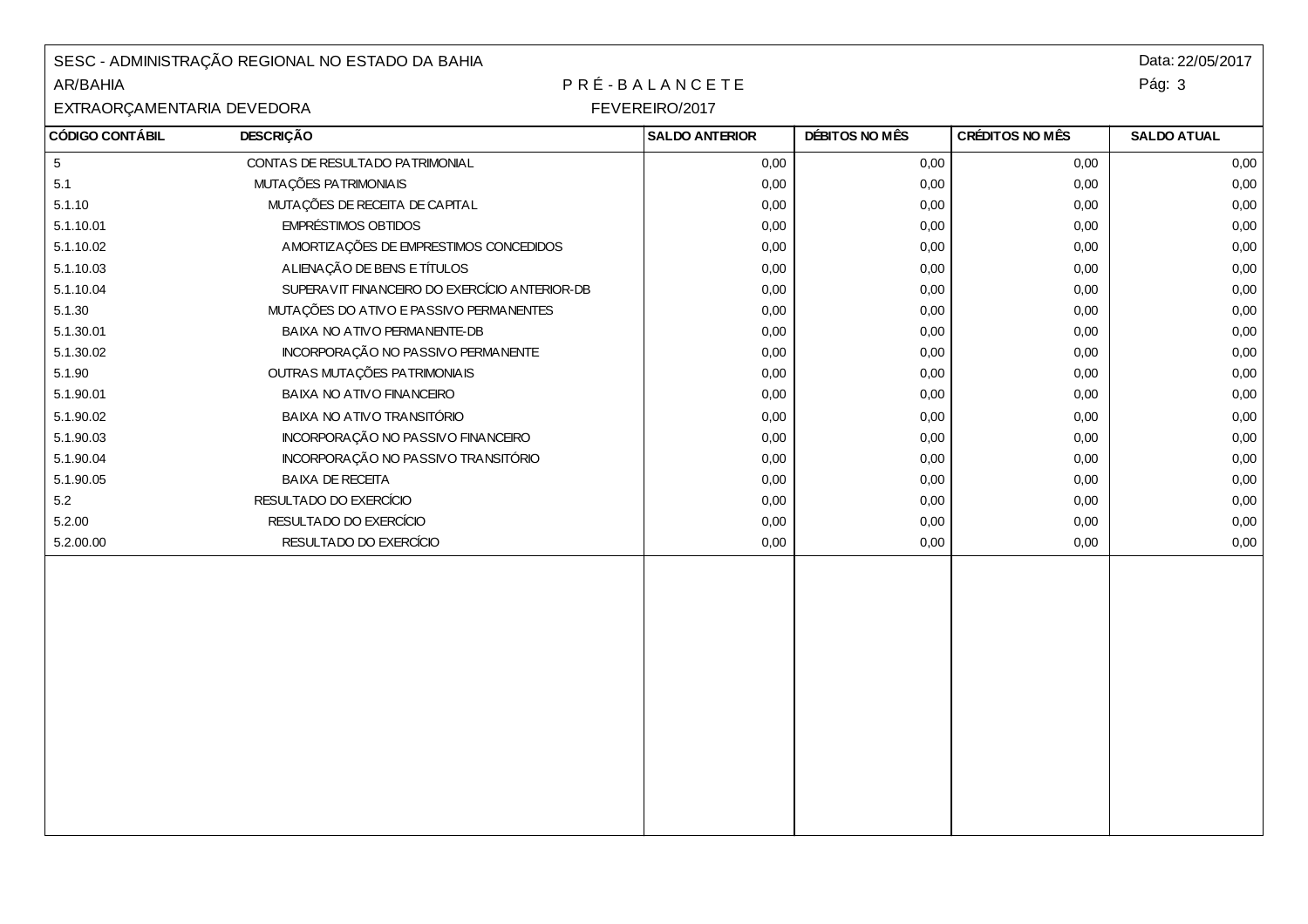SESC - ADMINISTRAÇÃO REGIONAL NO ESTADO DA BAHIA

AR/BAHIA

EXTRAORÇAMENTARIA DEVEDORA

Data: 22/05/2017

# P R É - B A L A N C E T E

FEVEREIRO/2017

| CÓDIGO CONTÁBIL | DESCRIÇÃO | SALDO ANTERIOR | DÉBITOS NO MÊS | CRÉDITOS NO MÊS | SALDO ATUAL |
|---|---|---|---|---|---|
| 5 | CONTAS DE RESULTADO PATRIMONIAL | 0,00 | 0,00 | 0,00 | 0,00 |
| 5.1 | MUTAÇÕES PATRIMONIAIS | 0,00 | 0,00 | 0,00 | 0,00 |
| 5.1.10 | MUTAÇÕES DE RECEITA DE CAPITAL | 0,00 | 0,00 | 0,00 | 0,00 |
| 5.1.10.01 | EMPRÉSTIMOS OBTIDOS | 0,00 | 0,00 | 0,00 | 0,00 |
| 5.1.10.02 | AMORTIZAÇÕES DE EMPRESTIMOS CONCEDIDOS | 0,00 | 0,00 | 0,00 | 0,00 |
| 5.1.10.03 | ALIENAÇÃO DE BENS E TÍTULOS | 0,00 | 0,00 | 0,00 | 0,00 |
| 5.1.10.04 | SUPERAVIT FINANCEIRO DO EXERCÍCIO ANTERIOR-DB | 0,00 | 0,00 | 0,00 | 0,00 |
| 5.1.30 | MUTAÇÕES DO ATIVO E PASSIVO PERMANENTES | 0,00 | 0,00 | 0,00 | 0,00 |
| 5.1.30.01 | BAIXA NO ATIVO PERMANENTE-DB | 0,00 | 0,00 | 0,00 | 0,00 |
| 5.1.30.02 | INCORPORAÇÃO NO PASSIVO PERMANENTE | 0,00 | 0,00 | 0,00 | 0,00 |
| 5.1.90 | OUTRAS MUTAÇÕES PATRIMONIAIS | 0,00 | 0,00 | 0,00 | 0,00 |
| 5.1.90.01 | BAIXA NO ATIVO FINANCEIRO | 0,00 | 0,00 | 0,00 | 0,00 |
| 5.1.90.02 | BAIXA NO ATIVO TRANSITÓRIO | 0,00 | 0,00 | 0,00 | 0,00 |
| 5.1.90.03 | INCORPORAÇÃO NO PASSIVO FINANCEIRO | 0,00 | 0,00 | 0,00 | 0,00 |
| 5.1.90.04 | INCORPORAÇÃO NO PASSIVO TRANSITÓRIO | 0,00 | 0,00 | 0,00 | 0,00 |
| 5.1.90.05 | BAIXA DE RECEITA | 0,00 | 0,00 | 0,00 | 0,00 |
| 5.2 | RESULTADO DO EXERCÍCIO | 0,00 | 0,00 | 0,00 | 0,00 |
| 5.2.00 | RESULTADO DO EXERCÍCIO | 0,00 | 0,00 | 0,00 | 0,00 |
| 5.2.00.00 | RESULTADO DO EXERCÍCIO | 0,00 | 0,00 | 0,00 | 0,00 |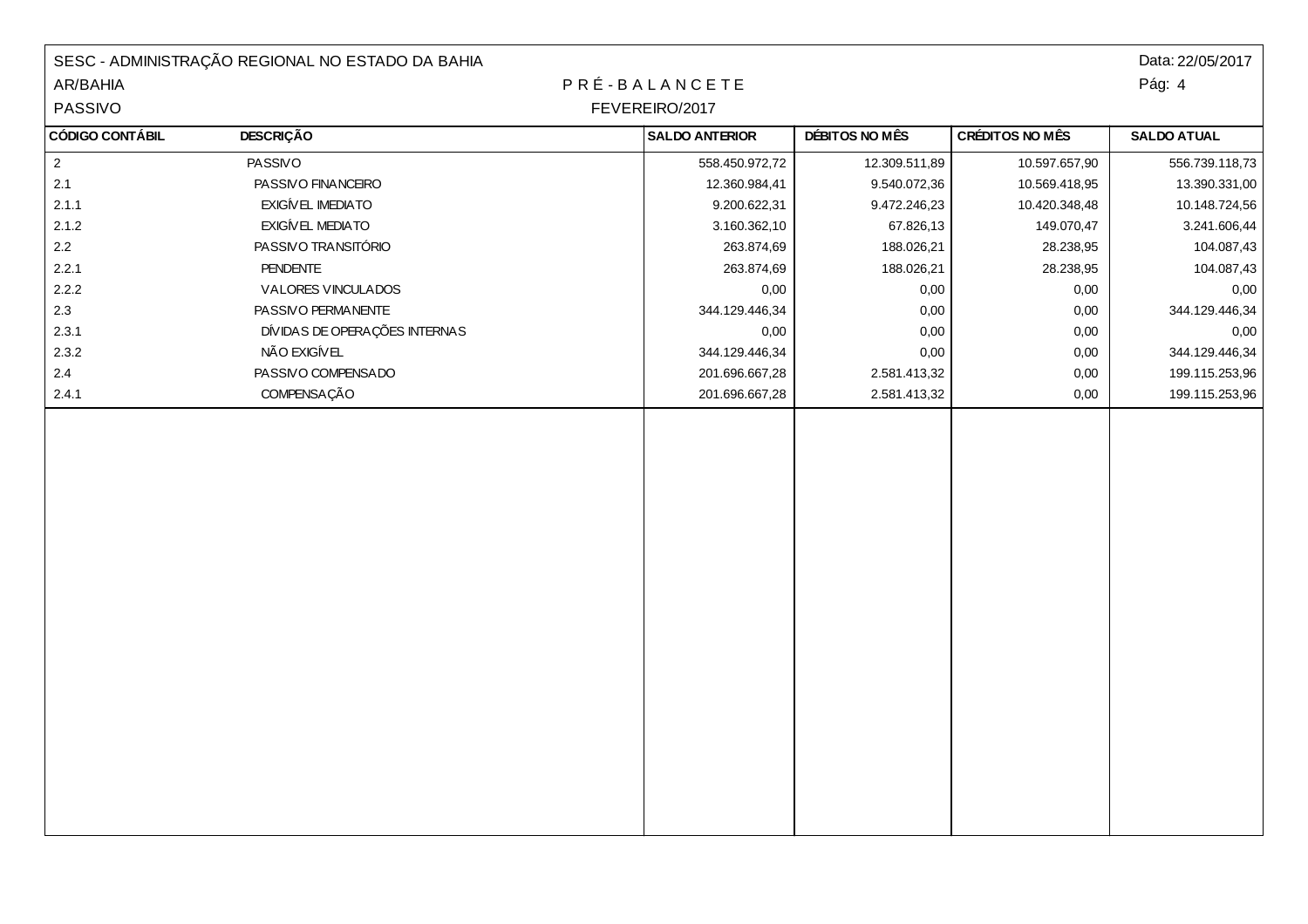SESC - ADMINISTRAÇÃO REGIONAL NO ESTADO DA BAHIA

AR/BAHIA

PASSIVO

Data: 22/05/2017

Pág: 4

## P R É - B A L A N C E T E

FEVEREIRO/2017

| CÓDIGO CONTÁBIL | DESCRIÇÃO | SALDO ANTERIOR | DÉBITOS NO MÊS | CRÉDITOS NO MÊS | SALDO ATUAL |
|---|---|---|---|---|---|
| 2 | PASSIVO | 558.450.972,72 | 12.309.511,89 | 10.597.657,90 | 556.739.118,73 |
| 2.1 | PASSIVO FINANCEIRO | 12.360.984,41 | 9.540.072,36 | 10.569.418,95 | 13.390.331,00 |
| 2.1.1 | EXIGÍVEL IMEDIATO | 9.200.622,31 | 9.472.246,23 | 10.420.348,48 | 10.148.724,56 |
| 2.1.2 | EXIGÍVEL MEDIATO | 3.160.362,10 | 67.826,13 | 149.070,47 | 3.241.606,44 |
| 2.2 | PASSIVO TRANSITÓRIO | 263.874,69 | 188.026,21 | 28.238,95 | 104.087,43 |
| 2.2.1 | PENDENTE | 263.874,69 | 188.026,21 | 28.238,95 | 104.087,43 |
| 2.2.2 | VALORES VINCULADOS | 0,00 | 0,00 | 0,00 | 0,00 |
| 2.3 | PASSIVO PERMANENTE | 344.129.446,34 | 0,00 | 0,00 | 344.129.446,34 |
| 2.3.1 | DÍVIDAS DE OPERAÇÕES INTERNAS | 0,00 | 0,00 | 0,00 | 0,00 |
| 2.3.2 | NÃO EXIGÍVEL | 344.129.446,34 | 0,00 | 0,00 | 344.129.446,34 |
| 2.4 | PASSIVO COMPENSADO | 201.696.667,28 | 2.581.413,32 | 0,00 | 199.115.253,96 |
| 2.4.1 | COMPENSAÇÃO | 201.696.667,28 | 2.581.413,32 | 0,00 | 199.115.253,96 |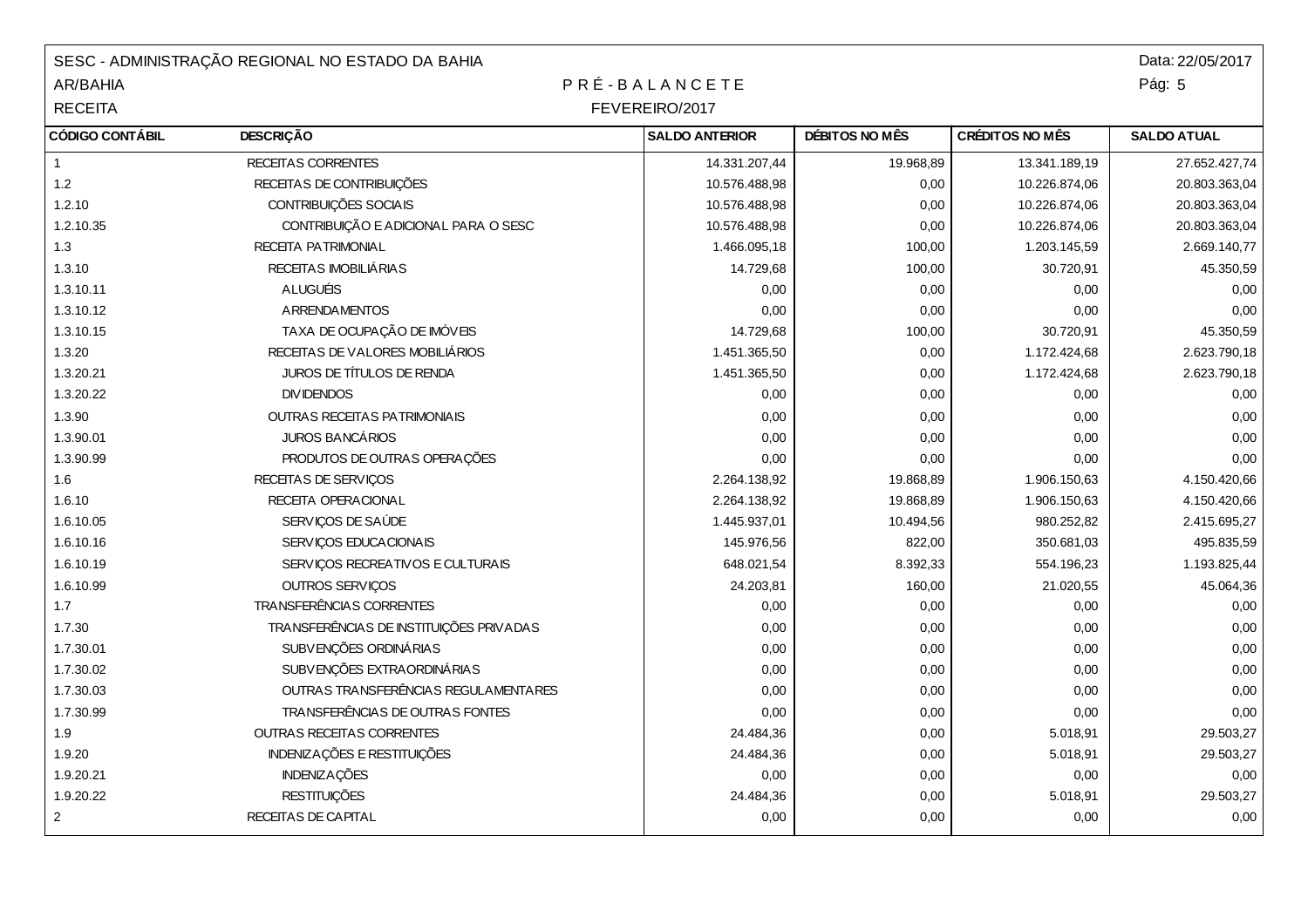SESC - ADMINISTRAÇÃO REGIONAL NO ESTADO DA BAHIA

AR/BAHIA

RECEITA

Data: 22/05/2017

# P R É - B A L A N C E T E

FEVEREIRO/2017

| CÓDIGO CONTÁBIL | DESCRIÇÃO | SALDO ANTERIOR | DÉBITOS NO MÊS | CRÉDITOS NO MÊS | SALDO ATUAL |
|---|---|---|---|---|---|
| 1 | RECEITAS CORRENTES | 14.331.207,44 | 19.968,89 | 13.341.189,19 | 27.652.427,74 |
| 1.2 | RECEITAS DE CONTRIBUIÇÕES | 10.576.488,98 | 0,00 | 10.226.874,06 | 20.803.363,04 |
| 1.2.10 | CONTRIBUIÇÕES SOCIAIS | 10.576.488,98 | 0,00 | 10.226.874,06 | 20.803.363,04 |
| 1.2.10.35 | CONTRIBUIÇÃO E ADICIONAL PARA O SESC | 10.576.488,98 | 0,00 | 10.226.874,06 | 20.803.363,04 |
| 1.3 | RECEITA PATRIMONIAL | 1.466.095,18 | 100,00 | 1.203.145,59 | 2.669.140,77 |
| 1.3.10 | RECEITAS IMOBILIÁRIAS | 14.729,68 | 100,00 | 30.720,91 | 45.350,59 |
| 1.3.10.11 | ALUGUÉIS | 0,00 | 0,00 | 0,00 | 0,00 |
| 1.3.10.12 | ARRENDAMENTOS | 0,00 | 0,00 | 0,00 | 0,00 |
| 1.3.10.15 | TAXA DE OCUPAÇÃO DE IMÓVEIS | 14.729,68 | 100,00 | 30.720,91 | 45.350,59 |
| 1.3.20 | RECEITAS DE VALORES MOBILIÁRIOS | 1.451.365,50 | 0,00 | 1.172.424,68 | 2.623.790,18 |
| 1.3.20.21 | JUROS DE TÍTULOS DE RENDA | 1.451.365,50 | 0,00 | 1.172.424,68 | 2.623.790,18 |
| 1.3.20.22 | DIVIDENDOS | 0,00 | 0,00 | 0,00 | 0,00 |
| 1.3.90 | OUTRAS RECEITAS PATRIMONIAIS | 0,00 | 0,00 | 0,00 | 0,00 |
| 1.3.90.01 | JUROS BANCÁRIOS | 0,00 | 0,00 | 0,00 | 0,00 |
| 1.3.90.99 | PRODUTOS DE OUTRAS OPERAÇÕES | 0,00 | 0,00 | 0,00 | 0,00 |
| 1.6 | RECEITAS DE SERVIÇOS | 2.264.138,92 | 19.868,89 | 1.906.150,63 | 4.150.420,66 |
| 1.6.10 | RECEITA OPERACIONAL | 2.264.138,92 | 19.868,89 | 1.906.150,63 | 4.150.420,66 |
| 1.6.10.05 | SERVIÇOS DE SAÚDE | 1.445.937,01 | 10.494,56 | 980.252,82 | 2.415.695,27 |
| 1.6.10.16 | SERVIÇOS EDUCACIONAIS | 145.976,56 | 822,00 | 350.681,03 | 495.835,59 |
| 1.6.10.19 | SERVIÇOS RECREATIVOS E CULTURAIS | 648.021,54 | 8.392,33 | 554.196,23 | 1.193.825,44 |
| 1.6.10.99 | OUTROS SERVIÇOS | 24.203,81 | 160,00 | 21.020,55 | 45.064,36 |
| 1.7 | TRANSFERÊNCIAS CORRENTES | 0,00 | 0,00 | 0,00 | 0,00 |
| 1.7.30 | TRANSFERÊNCIAS DE INSTITUIÇÕES PRIVADAS | 0,00 | 0,00 | 0,00 | 0,00 |
| 1.7.30.01 | SUBVENÇÕES ORDINÁRIAS | 0,00 | 0,00 | 0,00 | 0,00 |
| 1.7.30.02 | SUBVENÇÕES EXTRAORDINÁRIAS | 0,00 | 0,00 | 0,00 | 0,00 |
| 1.7.30.03 | OUTRAS TRANSFERÊNCIAS REGULAMENTARES | 0,00 | 0,00 | 0,00 | 0,00 |
| 1.7.30.99 | TRANSFERÊNCIAS DE OUTRAS FONTES | 0,00 | 0,00 | 0,00 | 0,00 |
| 1.9 | OUTRAS RECEITAS CORRENTES | 24.484,36 | 0,00 | 5.018,91 | 29.503,27 |
| 1.9.20 | INDENIZAÇÕES E RESTITUIÇÕES | 24.484,36 | 0,00 | 5.018,91 | 29.503,27 |
| 1.9.20.21 | INDENIZAÇÕES | 0,00 | 0,00 | 0,00 | 0,00 |
| 1.9.20.22 | RESTITUIÇÕES | 24.484,36 | 0,00 | 5.018,91 | 29.503,27 |
| 2 | RECEITAS DE CAPITAL | 0,00 | 0,00 | 0,00 | 0,00 |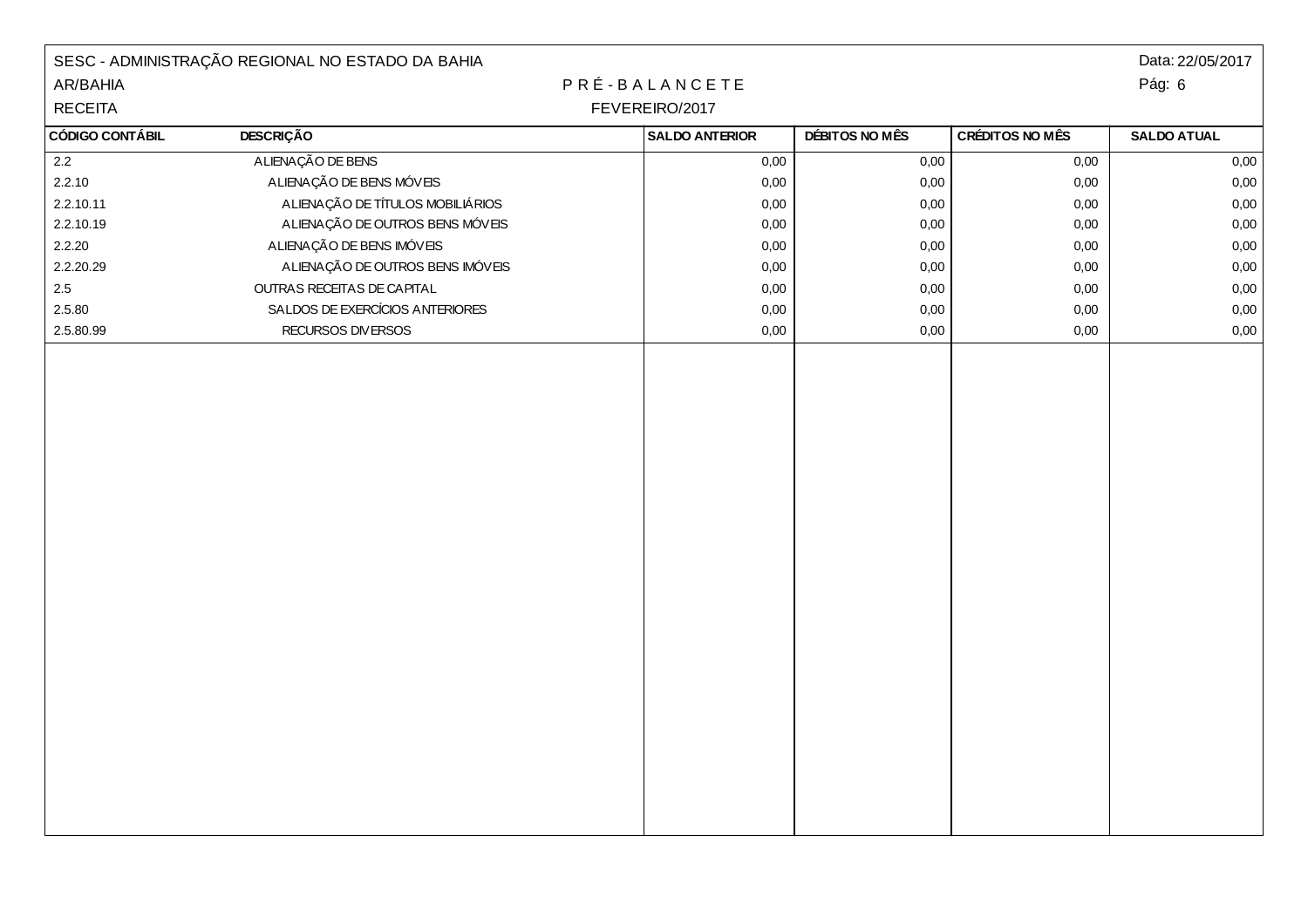SESC - ADMINISTRAÇÃO REGIONAL NO ESTADO DA BAHIA

AR/BAHIA

RECEITA

Data: 22/05/2017

# P R É - B A L A N C E T E

FEVEREIRO/2017

| CÓDIGO CONTÁBIL | DESCRIÇÃO | SALDO ANTERIOR | DÉBITOS NO MÊS | CRÉDITOS NO MÊS | SALDO ATUAL |
|---|---|---|---|---|---|
| 2.2 | ALIENAÇÃO DE BENS | 0,00 | 0,00 | 0,00 | 0,00 |
| 2.2.10 | ALIENAÇÃO DE BENS MÓVEIS | 0,00 | 0,00 | 0,00 | 0,00 |
| 2.2.10.11 | ALIENAÇÃO DE TÍTULOS MOBILIÁRIOS | 0,00 | 0,00 | 0,00 | 0,00 |
| 2.2.10.19 | ALIENAÇÃO DE OUTROS BENS MÓVEIS | 0,00 | 0,00 | 0,00 | 0,00 |
| 2.2.20 | ALIENAÇÃO DE BENS IMÓVEIS | 0,00 | 0,00 | 0,00 | 0,00 |
| 2.2.20.29 | ALIENAÇÃO DE OUTROS BENS IMÓVEIS | 0,00 | 0,00 | 0,00 | 0,00 |
| 2.5 | OUTRAS RECEITAS DE CAPITAL | 0,00 | 0,00 | 0,00 | 0,00 |
| 2.5.80 | SALDOS DE EXERCÍCIOS ANTERIORES | 0,00 | 0,00 | 0,00 | 0,00 |
| 2.5.80.99 | RECURSOS DIVERSOS | 0,00 | 0,00 | 0,00 | 0,00 |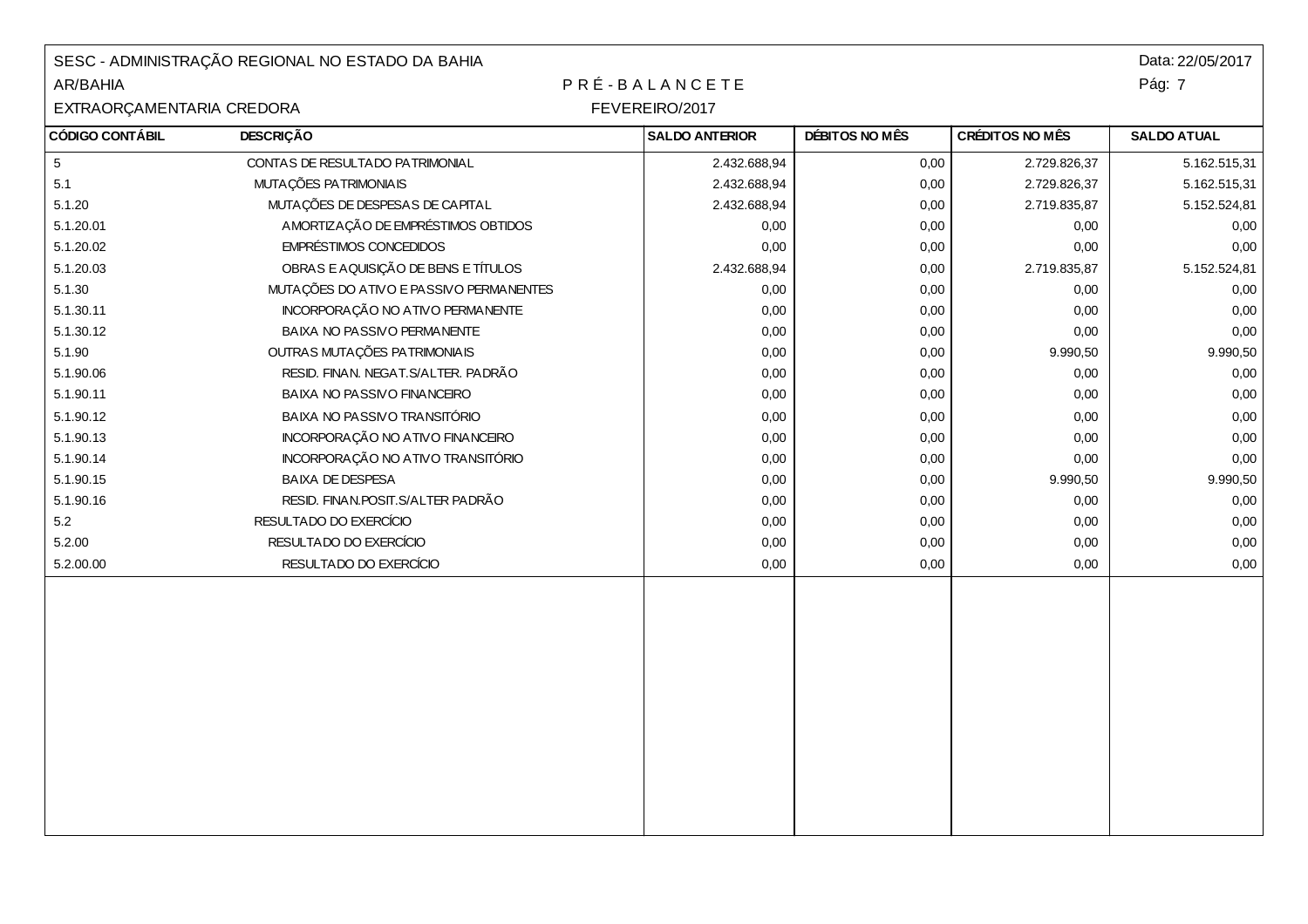SESC - ADMINISTRAÇÃO REGIONAL NO ESTADO DA BAHIA

AR/BAHIA

EXTRAORÇAMENTARIA CREDORA

# P R É - B A L A N C E T E

FEVEREIRO/2017

Data: 22/05/2017

| CÓDIGO CONTÁBIL | DESCRIÇÃO | SALDO ANTERIOR | DÉBITOS NO MÊS | CRÉDITOS NO MÊS | SALDO ATUAL |
|---|---|---|---|---|---|
| 5 | CONTAS DE RESULTADO PATRIMONIAL | 2.432.688,94 | 0,00 | 2.729.826,37 | 5.162.515,31 |
| 5.1 | MUTAÇÕES PATRIMONIAIS | 2.432.688,94 | 0,00 | 2.729.826,37 | 5.162.515,31 |
| 5.1.20 | MUTAÇÕES DE DESPESAS DE CAPITAL | 2.432.688,94 | 0,00 | 2.719.835,87 | 5.152.524,81 |
| 5.1.20.01 | AMORTIZAÇÃO DE EMPRÉSTIMOS OBTIDOS | 0,00 | 0,00 | 0,00 | 0,00 |
| 5.1.20.02 | EMPRÉSTIMOS CONCEDIDOS | 0,00 | 0,00 | 0,00 | 0,00 |
| 5.1.20.03 | OBRAS E AQUISIÇÃO DE BENS E TÍTULOS | 2.432.688,94 | 0,00 | 2.719.835,87 | 5.152.524,81 |
| 5.1.30 | MUTAÇÕES DO ATIVO E PASSIVO PERMANENTES | 0,00 | 0,00 | 0,00 | 0,00 |
| 5.1.30.11 | INCORPORAÇÃO NO ATIVO PERMANENTE | 0,00 | 0,00 | 0,00 | 0,00 |
| 5.1.30.12 | BAIXA NO PASSIVO PERMANENTE | 0,00 | 0,00 | 0,00 | 0,00 |
| 5.1.90 | OUTRAS MUTAÇÕES PATRIMONIAIS | 0,00 | 0,00 | 9.990,50 | 9.990,50 |
| 5.1.90.06 | RESID. FINAN. NEGAT.S/ALTER. PADRÃO | 0,00 | 0,00 | 0,00 | 0,00 |
| 5.1.90.11 | BAIXA NO PASSIVO FINANCEIRO | 0,00 | 0,00 | 0,00 | 0,00 |
| 5.1.90.12 | BAIXA NO PASSIVO TRANSITÓRIO | 0,00 | 0,00 | 0,00 | 0,00 |
| 5.1.90.13 | INCORPORAÇÃO NO ATIVO FINANCEIRO | 0,00 | 0,00 | 0,00 | 0,00 |
| 5.1.90.14 | INCORPORAÇÃO NO ATIVO TRANSITÓRIO | 0,00 | 0,00 | 0,00 | 0,00 |
| 5.1.90.15 | BAIXA DE DESPESA | 0,00 | 0,00 | 9.990,50 | 9.990,50 |
| 5.1.90.16 | RESID. FINAN.POSIT.S/ALTER PADRÃO | 0,00 | 0,00 | 0,00 | 0,00 |
| 5.2 | RESULTADO DO EXERCÍCIO | 0,00 | 0,00 | 0,00 | 0,00 |
| 5.2.00 | RESULTADO DO EXERCÍCIO | 0,00 | 0,00 | 0,00 | 0,00 |
| 5.2.00.00 | RESULTADO DO EXERCÍCIO | 0,00 | 0,00 | 0,00 | 0,00 |